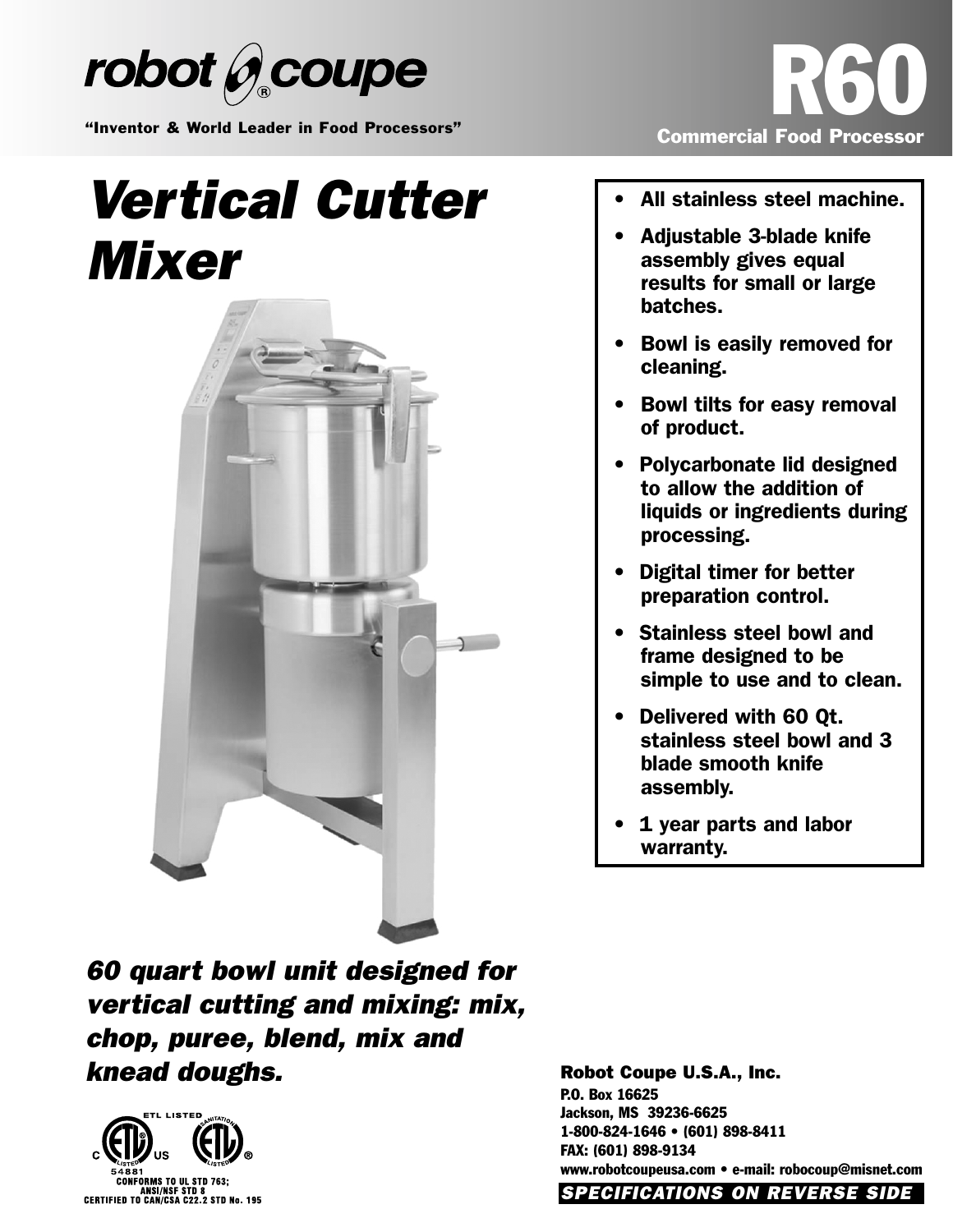robot coupe®

"Inventor & World Leader in Food Processors"

# R60

**Commercial Food Processor**

# *Vertical Cutter Mixer*

- **All stainless steel machine.**
- **Adjustable 3-blade knife assembly gives equal results for small or large batches.**
- **Bowl is easily removed for cleaning.**
- **Bowl tilts for easy removal of product.**
- **Polycarbonate lid designed to allow the addition of liquids or ingredients during processing.**
- **Digital timer for better preparation control.**
- **Stainless steel bowl and frame designed to be simple to use and to clean.**
- **Delivered with 60 Qt. stainless steel bowl and 3 blade smooth knife assembly.**
- **1 year parts and labor warranty.**

## *60 quart bowl unit designed for vertical cutting and mixing: mix, chop, puree, blend, mix and knead doughs.*

ETL LISTED
C US
54881
CONFORMS TO UL STD 763;
ANSI/NSF STD 8
CERTIFIED TO CAN/CSA C22.2 STD No. 195

**Robot Coupe U.S.A., Inc.**
**P.O. Box 16625**
**Jackson, MS 39236-6625**
**1-800-824-1646 • (601) 898-8411**
**FAX: (601) 898-9134**
**www.robotcoupeusa.com • e-mail: robocoup@misnet.com**

***SPECIFICATIONS ON REVERSE SIDE***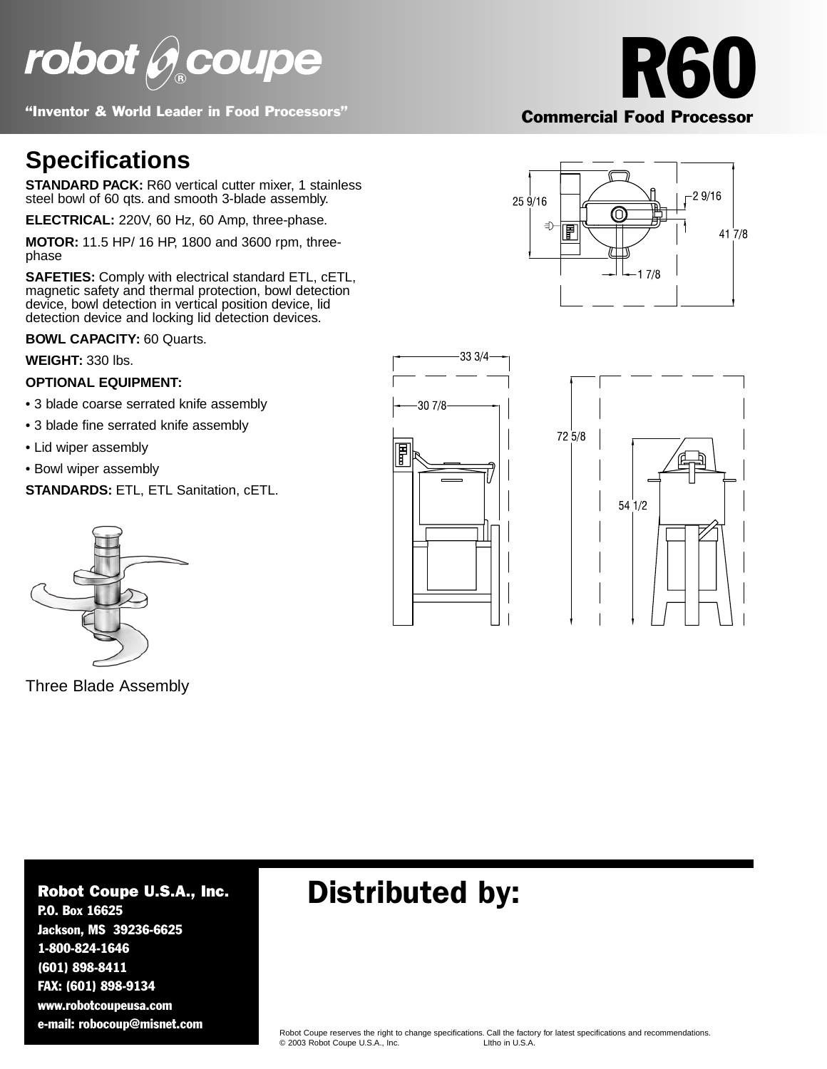robot coupe®

"Inventor & World Leader in Food Processors"

# R60

**Commercial Food Processor**

## Specifications

**STANDARD PACK:** R60 vertical cutter mixer, 1 stainless steel bowl of 60 qts. and smooth 3-blade assembly.

**ELECTRICAL:** 220V, 60 Hz, 60 Amp, three-phase.

**MOTOR:** 11.5 HP/ 16 HP, 1800 and 3600 rpm, three-phase

**SAFETIES:** Comply with electrical standard ETL, cETL, magnetic safety and thermal protection, bowl detection device, bowl detection in vertical position device, lid detection device and locking lid detection devices.

**BOWL CAPACITY:** 60 Quarts.

**WEIGHT:** 330 lbs.

**OPTIONAL EQUIPMENT:**

- 3 blade coarse serrated knife assembly
- 3 blade fine serrated knife assembly
- Lid wiper assembly
- Bowl wiper assembly

**STANDARDS:** ETL, ETL Sanitation, cETL.

Three Blade Assembly

25 9/16

2 9/16

41 7/8

1 7/8

33 3/4

30 7/8

72 5/8

54 1/2

**Robot Coupe U.S.A., Inc.**
**P.O. Box 16625**
**Jackson, MS 39236-6625**
**1-800-824-1646**
**(601) 898-8411**
**FAX: (601) 898-9134**
**www.robotcoupeusa.com**
**e-mail: robocoup@misnet.com**

## Distributed by:

Robot Coupe reserves the right to change specifications. Call the factory for latest specifications and recommendations.
© 2003 Robot Coupe U.S.A., Inc. Litho in U.S.A.